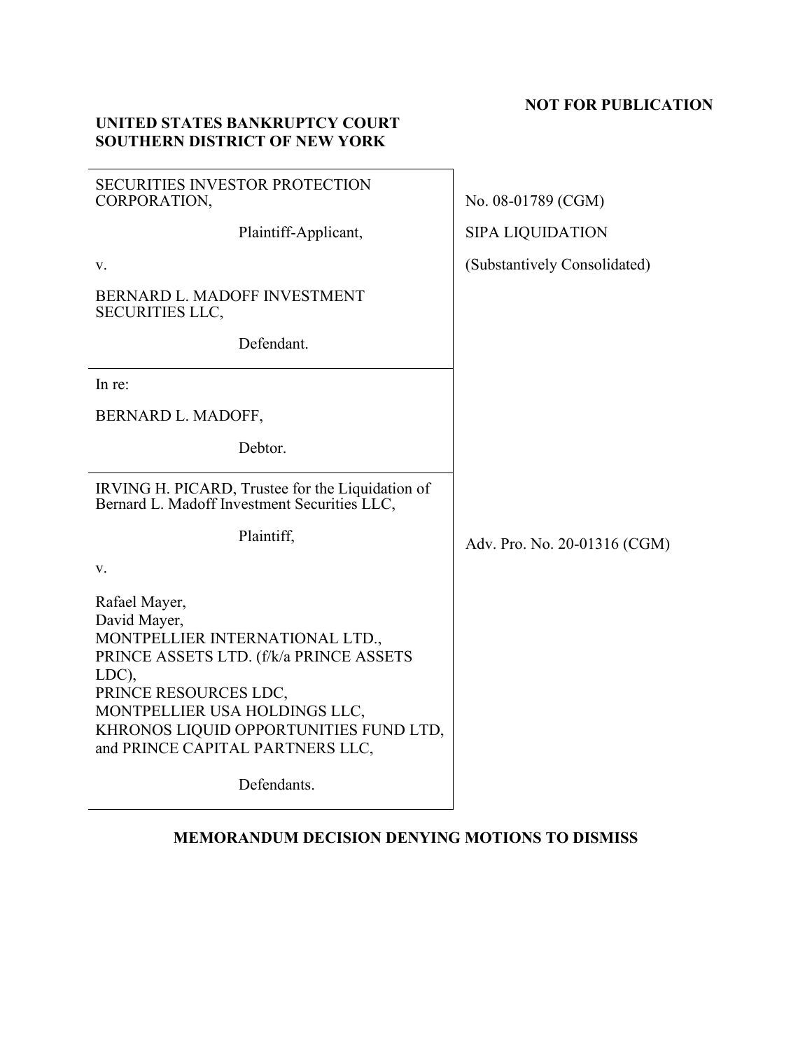**NOT FOR PUBLICATION**

**UNITED STATES BANKRUPTCY COURT**
**SOUTHERN DISTRICT OF NEW YORK**

| | |
|---|---|
| SECURITIES INVESTOR PROTECTION CORPORATION,<br><br>Plaintiff-Applicant,<br><br>v.<br><br>BERNARD L. MADOFF INVESTMENT SECURITIES LLC,<br><br>Defendant. | No. 08-01789 (CGM)<br><br>SIPA LIQUIDATION<br><br>(Substantively Consolidated) |
| In re:<br><br>BERNARD L. MADOFF,<br><br>Debtor. | |
| IRVING H. PICARD, Trustee for the Liquidation of Bernard L. Madoff Investment Securities LLC,<br><br>Plaintiff,<br><br>v.<br><br>Rafael Mayer,<br>David Mayer,<br>MONTPELLIER INTERNATIONAL LTD.,<br>PRINCE ASSETS LTD. (f/k/a PRINCE ASSETS LDC),<br>PRINCE RESOURCES LDC,<br>MONTPELLIER USA HOLDINGS LLC,<br>KHRONOS LIQUID OPPORTUNITIES FUND LTD,<br>and PRINCE CAPITAL PARTNERS LLC,<br><br>Defendants. | Adv. Pro. No. 20-01316 (CGM) |

**MEMORANDUM DECISION DENYING MOTIONS TO DISMISS**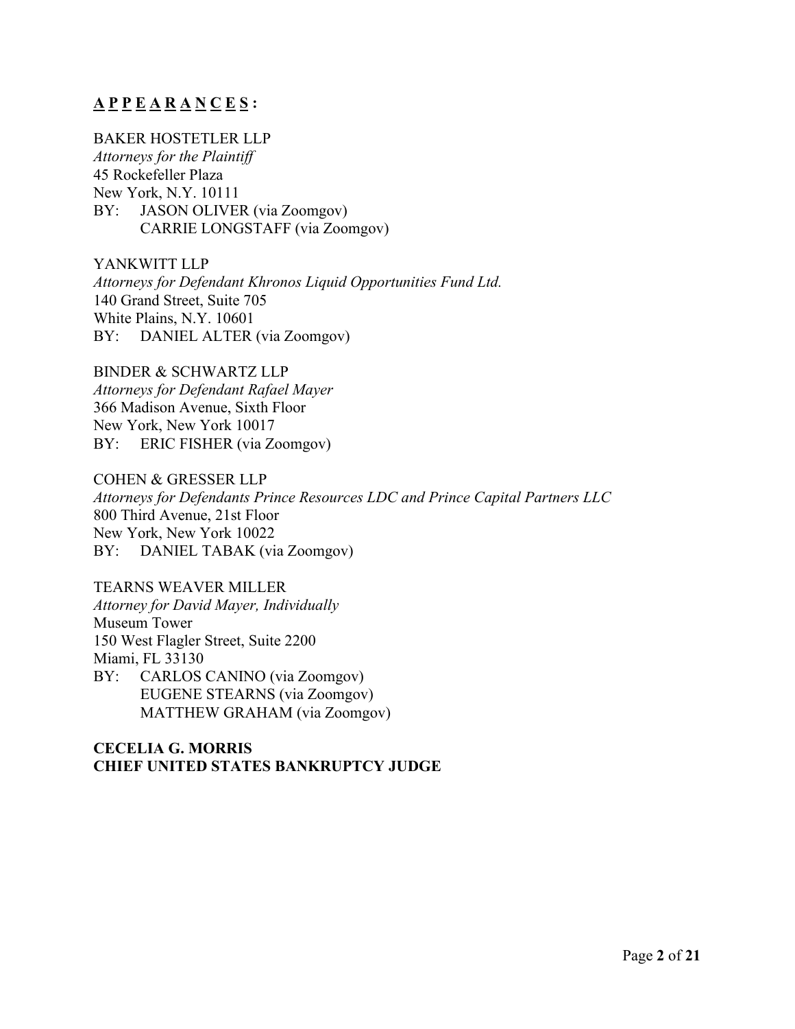**<u>A P P E A R A N C E S</u> :**

BAKER HOSTETLER LLP
*Attorneys for the Plaintiff*
45 Rockefeller Plaza
New York, N.Y. 10111
BY: JASON OLIVER (via Zoomgov)
CARRIE LONGSTAFF (via Zoomgov)

YANKWITT LLP
*Attorneys for Defendant Khronos Liquid Opportunities Fund Ltd.*
140 Grand Street, Suite 705
White Plains, N.Y. 10601
BY: DANIEL ALTER (via Zoomgov)

BINDER & SCHWARTZ LLP
*Attorneys for Defendant Rafael Mayer*
366 Madison Avenue, Sixth Floor
New York, New York 10017
BY: ERIC FISHER (via Zoomgov)

COHEN & GRESSER LLP
*Attorneys for Defendants Prince Resources LDC and Prince Capital Partners LLC*
800 Third Avenue, 21st Floor
New York, New York 10022
BY: DANIEL TABAK (via Zoomgov)

TEARNS WEAVER MILLER
*Attorney for David Mayer, Individually*
Museum Tower
150 West Flagler Street, Suite 2200
Miami, FL 33130
BY: CARLOS CANINO (via Zoomgov)
EUGENE STEARNS (via Zoomgov)
MATTHEW GRAHAM (via Zoomgov)

**CECELIA G. MORRIS**
**CHIEF UNITED STATES BANKRUPTCY JUDGE**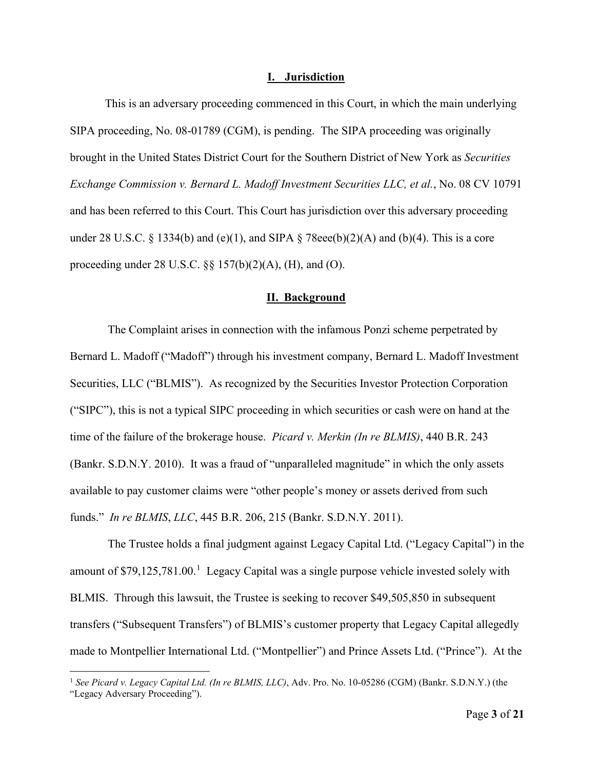## I. Jurisdiction

This is an adversary proceeding commenced in this Court, in which the main underlying SIPA proceeding, No. 08-01789 (CGM), is pending. The SIPA proceeding was originally brought in the United States District Court for the Southern District of New York as *Securities Exchange Commission v. Bernard L. Madoff Investment Securities LLC, et al.*, No. 08 CV 10791 and has been referred to this Court. This Court has jurisdiction over this adversary proceeding under 28 U.S.C. § 1334(b) and (e)(1), and SIPA § 78eee(b)(2)(A) and (b)(4). This is a core proceeding under 28 U.S.C. §§ 157(b)(2)(A), (H), and (O).

## II. Background

The Complaint arises in connection with the infamous Ponzi scheme perpetrated by Bernard L. Madoff ("Madoff") through his investment company, Bernard L. Madoff Investment Securities, LLC ("BLMIS"). As recognized by the Securities Investor Protection Corporation ("SIPC"), this is not a typical SIPC proceeding in which securities or cash were on hand at the time of the failure of the brokerage house. *Picard v. Merkin (In re BLMIS)*, 440 B.R. 243 (Bankr. S.D.N.Y. 2010). It was a fraud of "unparalleled magnitude" in which the only assets available to pay customer claims were "other people's money or assets derived from such funds." *In re BLMIS*, *LLC*, 445 B.R. 206, 215 (Bankr. S.D.N.Y. 2011).

The Trustee holds a final judgment against Legacy Capital Ltd. ("Legacy Capital") in the amount of $79,125,781.00.[1] Legacy Capital was a single purpose vehicle invested solely with BLMIS. Through this lawsuit, the Trustee is seeking to recover $49,505,850 in subsequent transfers ("Subsequent Transfers") of BLMIS's customer property that Legacy Capital allegedly made to Montpellier International Ltd. ("Montpellier") and Prince Assets Ltd. ("Prince"). At the

[1] *See Picard v. Legacy Capital Ltd. (In re BLMIS, LLC)*, Adv. Pro. No. 10-05286 (CGM) (Bankr. S.D.N.Y.) (the "Legacy Adversary Proceeding").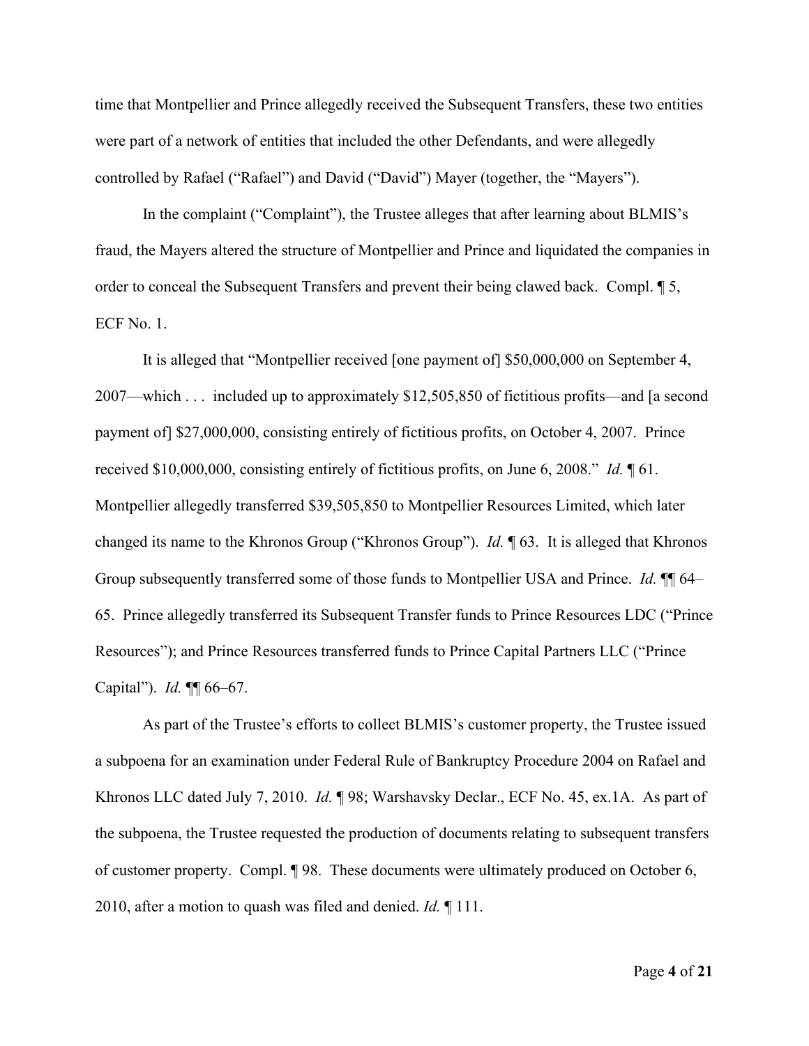time that Montpellier and Prince allegedly received the Subsequent Transfers, these two entities were part of a network of entities that included the other Defendants, and were allegedly controlled by Rafael ("Rafael") and David ("David") Mayer (together, the "Mayers").

In the complaint ("Complaint"), the Trustee alleges that after learning about BLMIS's fraud, the Mayers altered the structure of Montpellier and Prince and liquidated the companies in order to conceal the Subsequent Transfers and prevent their being clawed back. Compl. ¶ 5, ECF No. 1.

It is alleged that "Montpellier received [one payment of] $50,000,000 on September 4, 2007—which . . . included up to approximately $12,505,850 of fictitious profits—and [a second payment of] $27,000,000, consisting entirely of fictitious profits, on October 4, 2007. Prince received $10,000,000, consisting entirely of fictitious profits, on June 6, 2008." *Id.* ¶ 61. Montpellier allegedly transferred $39,505,850 to Montpellier Resources Limited, which later changed its name to the Khronos Group ("Khronos Group"). *Id.* ¶ 63. It is alleged that Khronos Group subsequently transferred some of those funds to Montpellier USA and Prince. *Id.* ¶¶ 64–65. Prince allegedly transferred its Subsequent Transfer funds to Prince Resources LDC ("Prince Resources"); and Prince Resources transferred funds to Prince Capital Partners LLC ("Prince Capital"). *Id.* ¶¶ 66–67.

As part of the Trustee's efforts to collect BLMIS's customer property, the Trustee issued a subpoena for an examination under Federal Rule of Bankruptcy Procedure 2004 on Rafael and Khronos LLC dated July 7, 2010. *Id.* ¶ 98; Warshavsky Declar., ECF No. 45, ex.1A. As part of the subpoena, the Trustee requested the production of documents relating to subsequent transfers of customer property. Compl. ¶ 98. These documents were ultimately produced on October 6, 2010, after a motion to quash was filed and denied. *Id.* ¶ 111.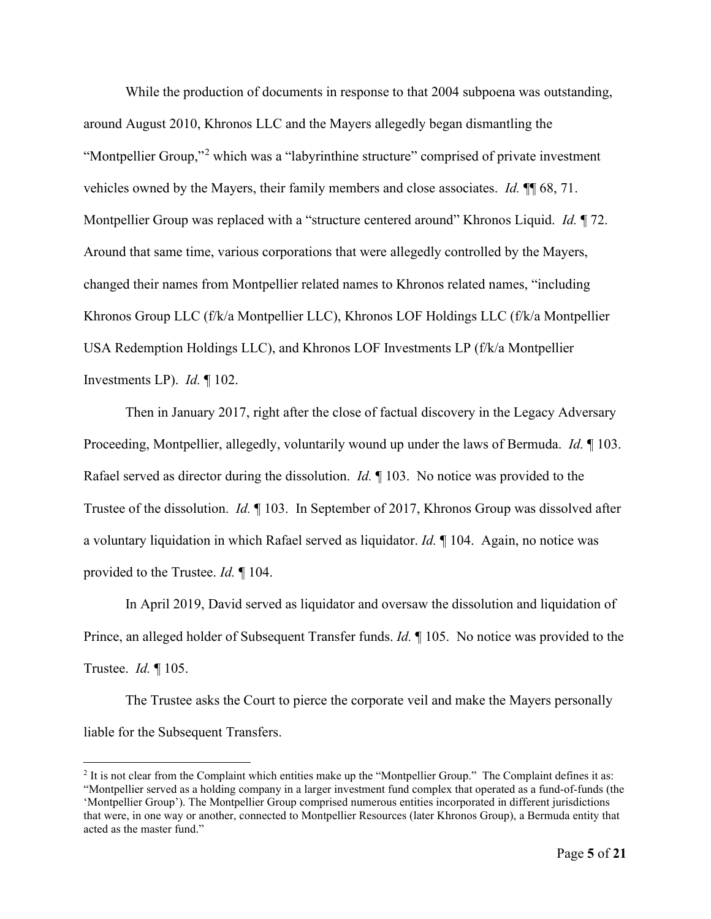While the production of documents in response to that 2004 subpoena was outstanding, around August 2010, Khronos LLC and the Mayers allegedly began dismantling the "Montpellier Group,"[2] which was a "labyrinthine structure" comprised of private investment vehicles owned by the Mayers, their family members and close associates. *Id.* ¶¶ 68, 71. Montpellier Group was replaced with a "structure centered around" Khronos Liquid. *Id.* ¶ 72. Around that same time, various corporations that were allegedly controlled by the Mayers, changed their names from Montpellier related names to Khronos related names, "including Khronos Group LLC (f/k/a Montpellier LLC), Khronos LOF Holdings LLC (f/k/a Montpellier USA Redemption Holdings LLC), and Khronos LOF Investments LP (f/k/a Montpellier Investments LP). *Id.* ¶ 102.

Then in January 2017, right after the close of factual discovery in the Legacy Adversary Proceeding, Montpellier, allegedly, voluntarily wound up under the laws of Bermuda. *Id.* ¶ 103. Rafael served as director during the dissolution. *Id.* ¶ 103. No notice was provided to the Trustee of the dissolution. *Id.* ¶ 103. In September of 2017, Khronos Group was dissolved after a voluntary liquidation in which Rafael served as liquidator. *Id.* ¶ 104. Again, no notice was provided to the Trustee. *Id.* ¶ 104.

In April 2019, David served as liquidator and oversaw the dissolution and liquidation of Prince, an alleged holder of Subsequent Transfer funds. *Id.* ¶ 105. No notice was provided to the Trustee. *Id.* ¶ 105.

The Trustee asks the Court to pierce the corporate veil and make the Mayers personally liable for the Subsequent Transfers.

---

[2] It is not clear from the Complaint which entities make up the "Montpellier Group." The Complaint defines it as: "Montpellier served as a holding company in a larger investment fund complex that operated as a fund-of-funds (the 'Montpellier Group'). The Montpellier Group comprised numerous entities incorporated in different jurisdictions that were, in one way or another, connected to Montpellier Resources (later Khronos Group), a Bermuda entity that acted as the master fund."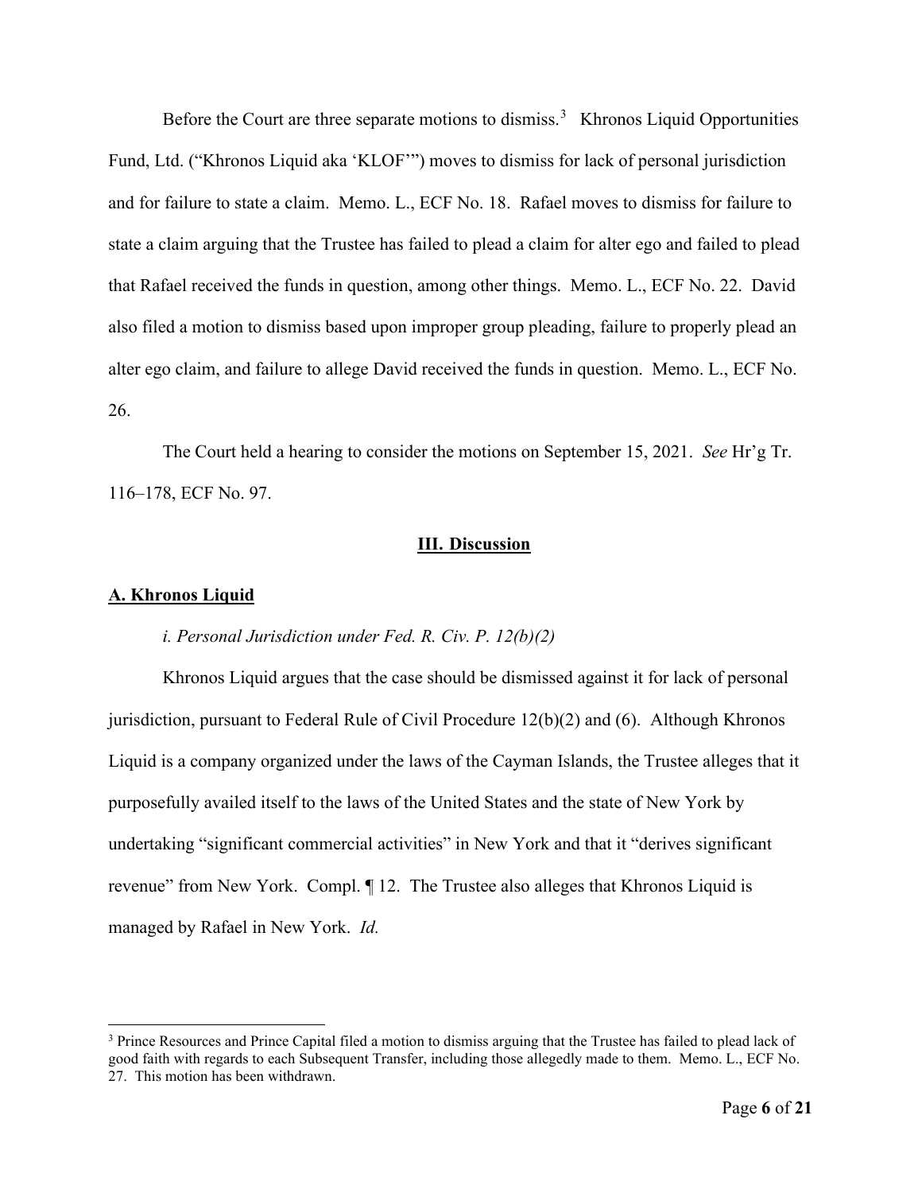Before the Court are three separate motions to dismiss.[3] Khronos Liquid Opportunities Fund, Ltd. ("Khronos Liquid aka 'KLOF'") moves to dismiss for lack of personal jurisdiction and for failure to state a claim. Memo. L., ECF No. 18. Rafael moves to dismiss for failure to state a claim arguing that the Trustee has failed to plead a claim for alter ego and failed to plead that Rafael received the funds in question, among other things. Memo. L., ECF No. 22. David also filed a motion to dismiss based upon improper group pleading, failure to properly plead an alter ego claim, and failure to allege David received the funds in question. Memo. L., ECF No. 26.

The Court held a hearing to consider the motions on September 15, 2021. *See* Hr'g Tr. 116–178, ECF No. 97.

## III. Discussion

### A. Khronos Liquid

*i. Personal Jurisdiction under Fed. R. Civ. P. 12(b)(2)*

Khronos Liquid argues that the case should be dismissed against it for lack of personal jurisdiction, pursuant to Federal Rule of Civil Procedure 12(b)(2) and (6). Although Khronos Liquid is a company organized under the laws of the Cayman Islands, the Trustee alleges that it purposefully availed itself to the laws of the United States and the state of New York by undertaking "significant commercial activities" in New York and that it "derives significant revenue" from New York. Compl. ¶ 12. The Trustee also alleges that Khronos Liquid is managed by Rafael in New York. *Id.*

[3] Prince Resources and Prince Capital filed a motion to dismiss arguing that the Trustee has failed to plead lack of good faith with regards to each Subsequent Transfer, including those allegedly made to them. Memo. L., ECF No. 27. This motion has been withdrawn.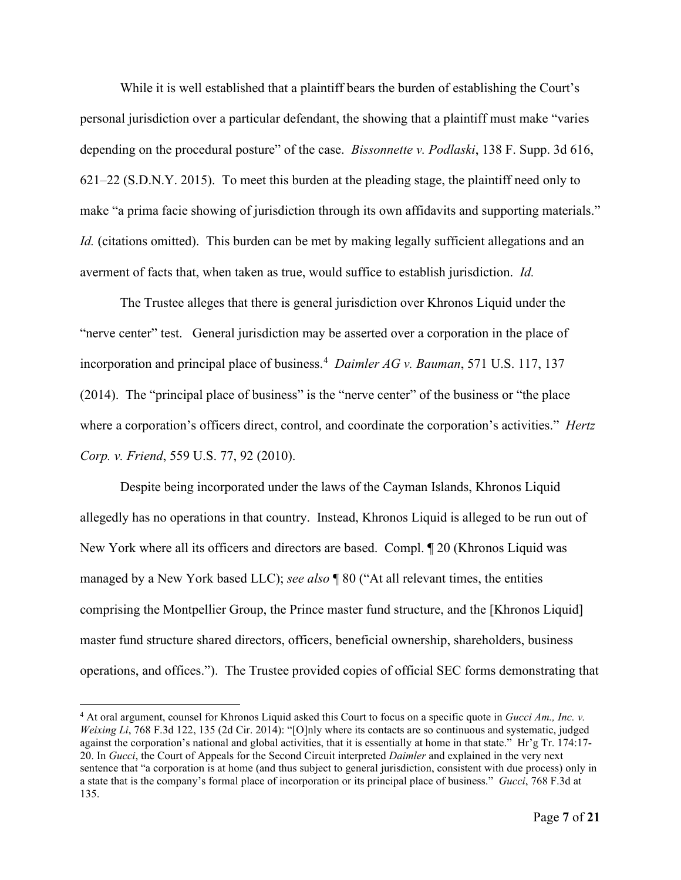While it is well established that a plaintiff bears the burden of establishing the Court's personal jurisdiction over a particular defendant, the showing that a plaintiff must make "varies depending on the procedural posture" of the case. *Bissonnette v. Podlaski*, 138 F. Supp. 3d 616, 621–22 (S.D.N.Y. 2015). To meet this burden at the pleading stage, the plaintiff need only to make "a prima facie showing of jurisdiction through its own affidavits and supporting materials." *Id.* (citations omitted). This burden can be met by making legally sufficient allegations and an averment of facts that, when taken as true, would suffice to establish jurisdiction. *Id.*

The Trustee alleges that there is general jurisdiction over Khronos Liquid under the "nerve center" test. General jurisdiction may be asserted over a corporation in the place of incorporation and principal place of business.[4] *Daimler AG v. Bauman*, 571 U.S. 117, 137 (2014). The "principal place of business" is the "nerve center" of the business or "the place where a corporation's officers direct, control, and coordinate the corporation's activities." *Hertz Corp. v. Friend*, 559 U.S. 77, 92 (2010).

Despite being incorporated under the laws of the Cayman Islands, Khronos Liquid allegedly has no operations in that country. Instead, Khronos Liquid is alleged to be run out of New York where all its officers and directors are based. Compl. ¶ 20 (Khronos Liquid was managed by a New York based LLC); *see also* ¶ 80 ("At all relevant times, the entities comprising the Montpellier Group, the Prince master fund structure, and the [Khronos Liquid] master fund structure shared directors, officers, beneficial ownership, shareholders, business operations, and offices."). The Trustee provided copies of official SEC forms demonstrating that

---

[4] At oral argument, counsel for Khronos Liquid asked this Court to focus on a specific quote in *Gucci Am., Inc. v. Weixing Li*, 768 F.3d 122, 135 (2d Cir. 2014): "[O]nly where its contacts are so continuous and systematic, judged against the corporation's national and global activities, that it is essentially at home in that state." Hr'g Tr. 174:17-20. In *Gucci*, the Court of Appeals for the Second Circuit interpreted *Daimler* and explained in the very next sentence that "a corporation is at home (and thus subject to general jurisdiction, consistent with due process) only in a state that is the company's formal place of incorporation or its principal place of business." *Gucci*, 768 F.3d at 135.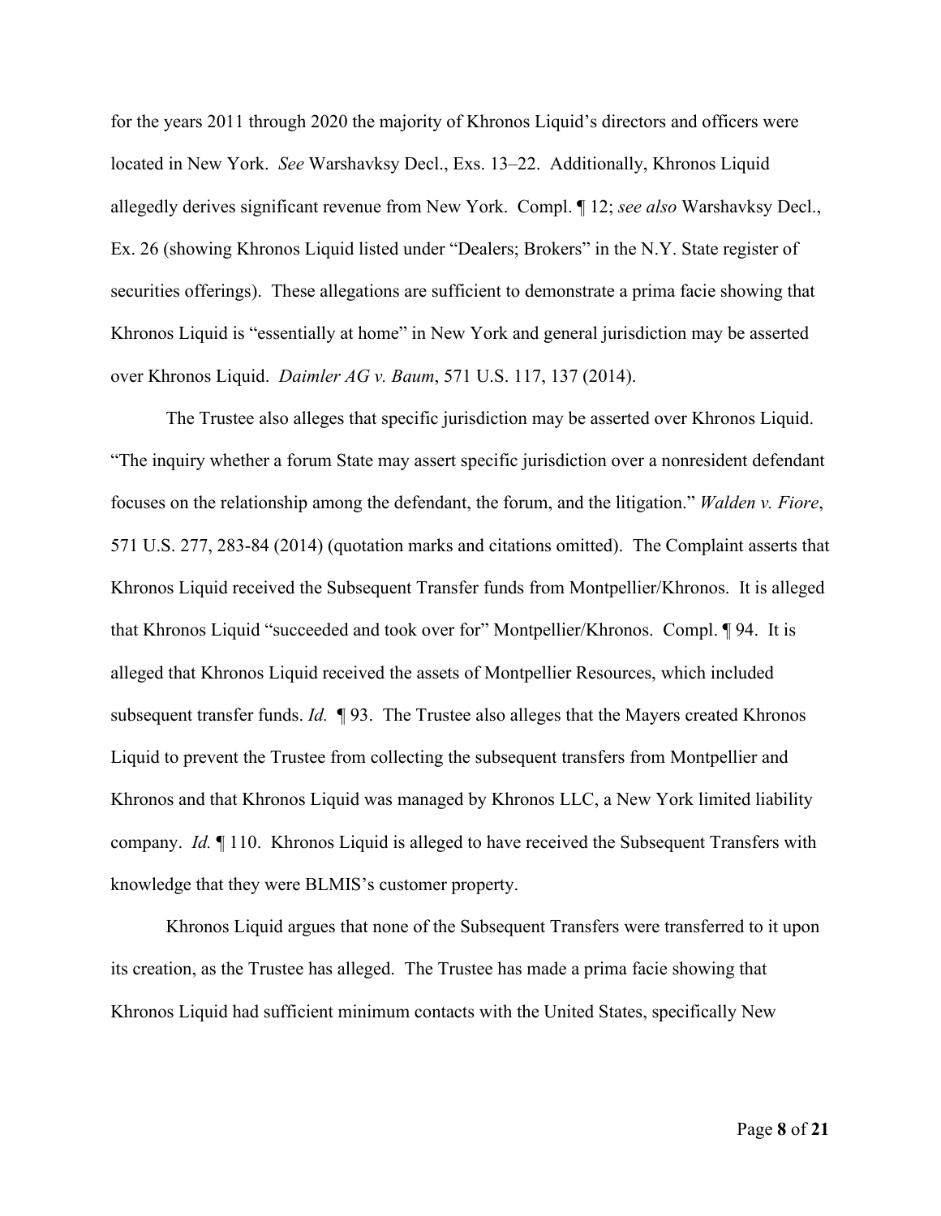for the years 2011 through 2020 the majority of Khronos Liquid's directors and officers were located in New York. *See* Warshavksy Decl., Exs. 13–22. Additionally, Khronos Liquid allegedly derives significant revenue from New York. Compl. ¶ 12; *see also* Warshavksy Decl., Ex. 26 (showing Khronos Liquid listed under "Dealers; Brokers" in the N.Y. State register of securities offerings). These allegations are sufficient to demonstrate a prima facie showing that Khronos Liquid is "essentially at home" in New York and general jurisdiction may be asserted over Khronos Liquid. *Daimler AG v. Baum*, 571 U.S. 117, 137 (2014).

The Trustee also alleges that specific jurisdiction may be asserted over Khronos Liquid. "The inquiry whether a forum State may assert specific jurisdiction over a nonresident defendant focuses on the relationship among the defendant, the forum, and the litigation." *Walden v. Fiore*, 571 U.S. 277, 283-84 (2014) (quotation marks and citations omitted). The Complaint asserts that Khronos Liquid received the Subsequent Transfer funds from Montpellier/Khronos. It is alleged that Khronos Liquid "succeeded and took over for" Montpellier/Khronos. Compl. ¶ 94. It is alleged that Khronos Liquid received the assets of Montpellier Resources, which included subsequent transfer funds. *Id.* ¶ 93. The Trustee also alleges that the Mayers created Khronos Liquid to prevent the Trustee from collecting the subsequent transfers from Montpellier and Khronos and that Khronos Liquid was managed by Khronos LLC, a New York limited liability company. *Id.* ¶ 110. Khronos Liquid is alleged to have received the Subsequent Transfers with knowledge that they were BLMIS's customer property.

Khronos Liquid argues that none of the Subsequent Transfers were transferred to it upon its creation, as the Trustee has alleged. The Trustee has made a prima facie showing that Khronos Liquid had sufficient minimum contacts with the United States, specifically New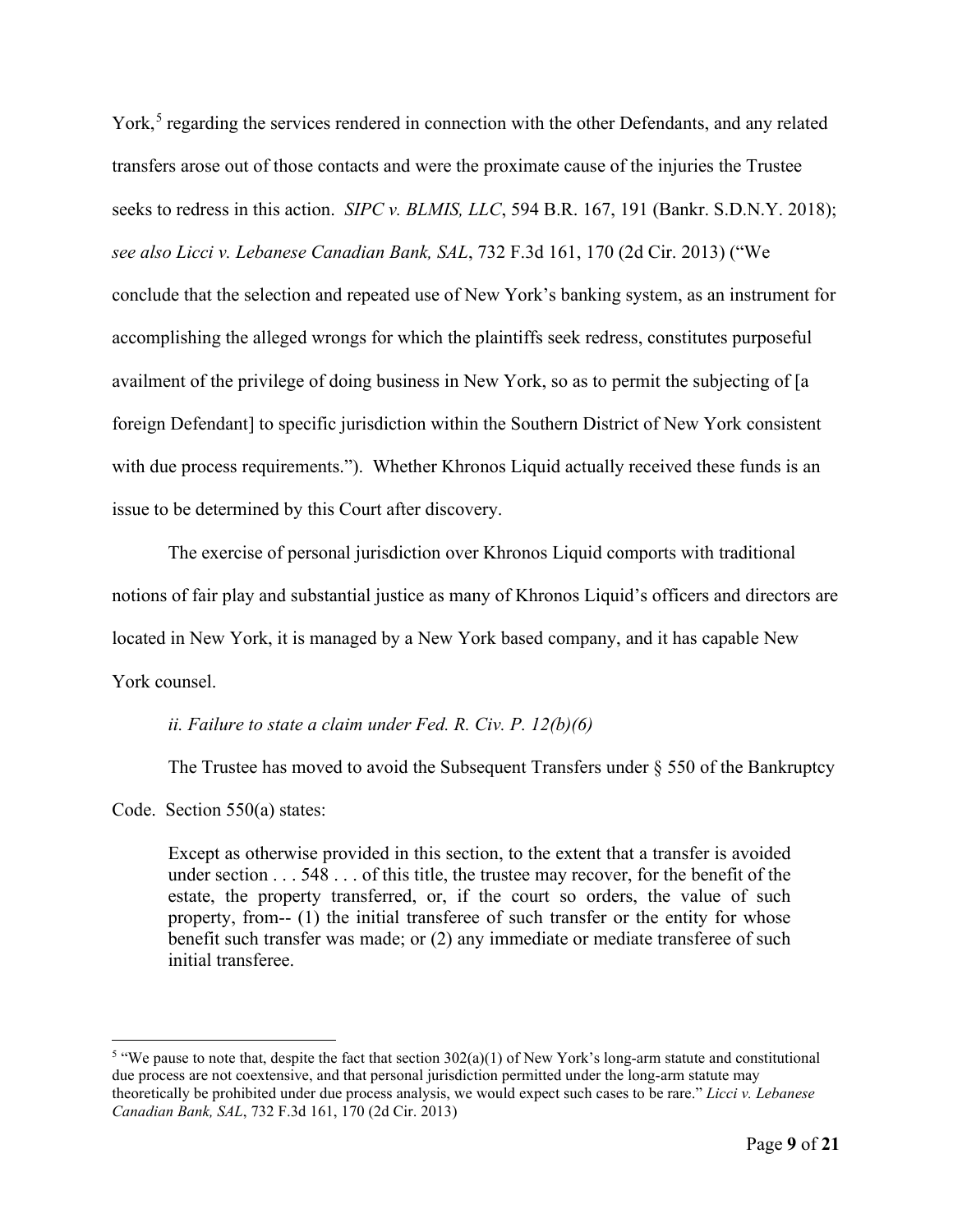York,[5] regarding the services rendered in connection with the other Defendants, and any related transfers arose out of those contacts and were the proximate cause of the injuries the Trustee seeks to redress in this action. *SIPC v. BLMIS, LLC*, 594 B.R. 167, 191 (Bankr. S.D.N.Y. 2018); *see also Licci v. Lebanese Canadian Bank, SAL*, 732 F.3d 161, 170 (2d Cir. 2013) ("We conclude that the selection and repeated use of New York's banking system, as an instrument for accomplishing the alleged wrongs for which the plaintiffs seek redress, constitutes purposeful availment of the privilege of doing business in New York, so as to permit the subjecting of [a foreign Defendant] to specific jurisdiction within the Southern District of New York consistent with due process requirements."). Whether Khronos Liquid actually received these funds is an issue to be determined by this Court after discovery.

The exercise of personal jurisdiction over Khronos Liquid comports with traditional notions of fair play and substantial justice as many of Khronos Liquid's officers and directors are located in New York, it is managed by a New York based company, and it has capable New York counsel.

*ii. Failure to state a claim under Fed. R. Civ. P. 12(b)(6)*

The Trustee has moved to avoid the Subsequent Transfers under § 550 of the Bankruptcy Code. Section 550(a) states:

> Except as otherwise provided in this section, to the extent that a transfer is avoided under section . . . 548 . . . of this title, the trustee may recover, for the benefit of the estate, the property transferred, or, if the court so orders, the value of such property, from-- (1) the initial transferee of such transfer or the entity for whose benefit such transfer was made; or (2) any immediate or mediate transferee of such initial transferee.

[5] "We pause to note that, despite the fact that section 302(a)(1) of New York's long-arm statute and constitutional due process are not coextensive, and that personal jurisdiction permitted under the long-arm statute may theoretically be prohibited under due process analysis, we would expect such cases to be rare." *Licci v. Lebanese Canadian Bank, SAL*, 732 F.3d 161, 170 (2d Cir. 2013)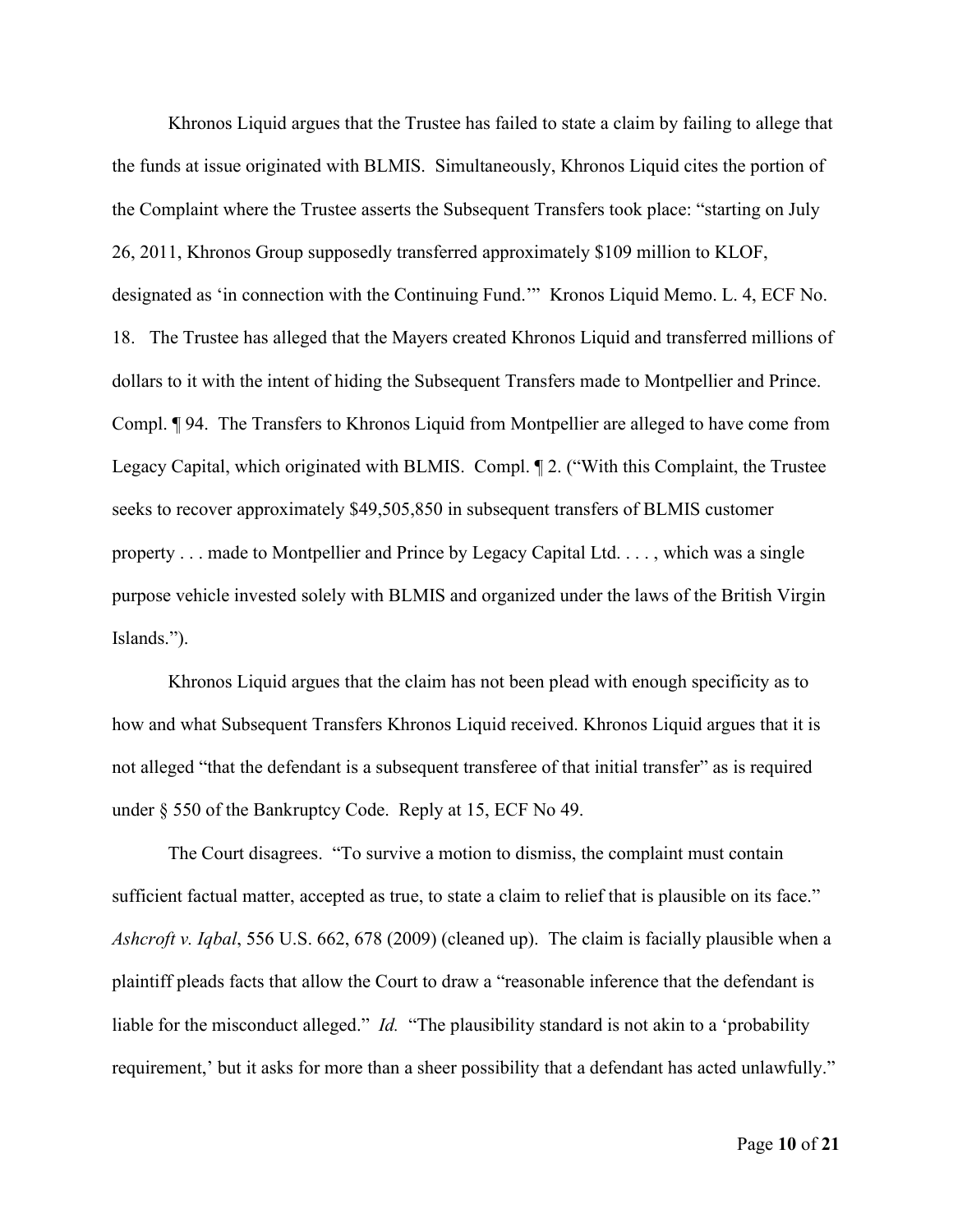Khronos Liquid argues that the Trustee has failed to state a claim by failing to allege that the funds at issue originated with BLMIS. Simultaneously, Khronos Liquid cites the portion of the Complaint where the Trustee asserts the Subsequent Transfers took place: "starting on July 26, 2011, Khronos Group supposedly transferred approximately $109 million to KLOF, designated as 'in connection with the Continuing Fund.'" Kronos Liquid Memo. L. 4, ECF No. 18. The Trustee has alleged that the Mayers created Khronos Liquid and transferred millions of dollars to it with the intent of hiding the Subsequent Transfers made to Montpellier and Prince. Compl. ¶ 94. The Transfers to Khronos Liquid from Montpellier are alleged to have come from Legacy Capital, which originated with BLMIS. Compl. ¶ 2. ("With this Complaint, the Trustee seeks to recover approximately $49,505,850 in subsequent transfers of BLMIS customer property . . . made to Montpellier and Prince by Legacy Capital Ltd. . . . , which was a single purpose vehicle invested solely with BLMIS and organized under the laws of the British Virgin Islands.").

Khronos Liquid argues that the claim has not been plead with enough specificity as to how and what Subsequent Transfers Khronos Liquid received. Khronos Liquid argues that it is not alleged "that the defendant is a subsequent transferee of that initial transfer" as is required under § 550 of the Bankruptcy Code. Reply at 15, ECF No 49.

The Court disagrees. "To survive a motion to dismiss, the complaint must contain sufficient factual matter, accepted as true, to state a claim to relief that is plausible on its face." *Ashcroft v. Iqbal*, 556 U.S. 662, 678 (2009) (cleaned up). The claim is facially plausible when a plaintiff pleads facts that allow the Court to draw a "reasonable inference that the defendant is liable for the misconduct alleged." *Id.* "The plausibility standard is not akin to a 'probability requirement,' but it asks for more than a sheer possibility that a defendant has acted unlawfully."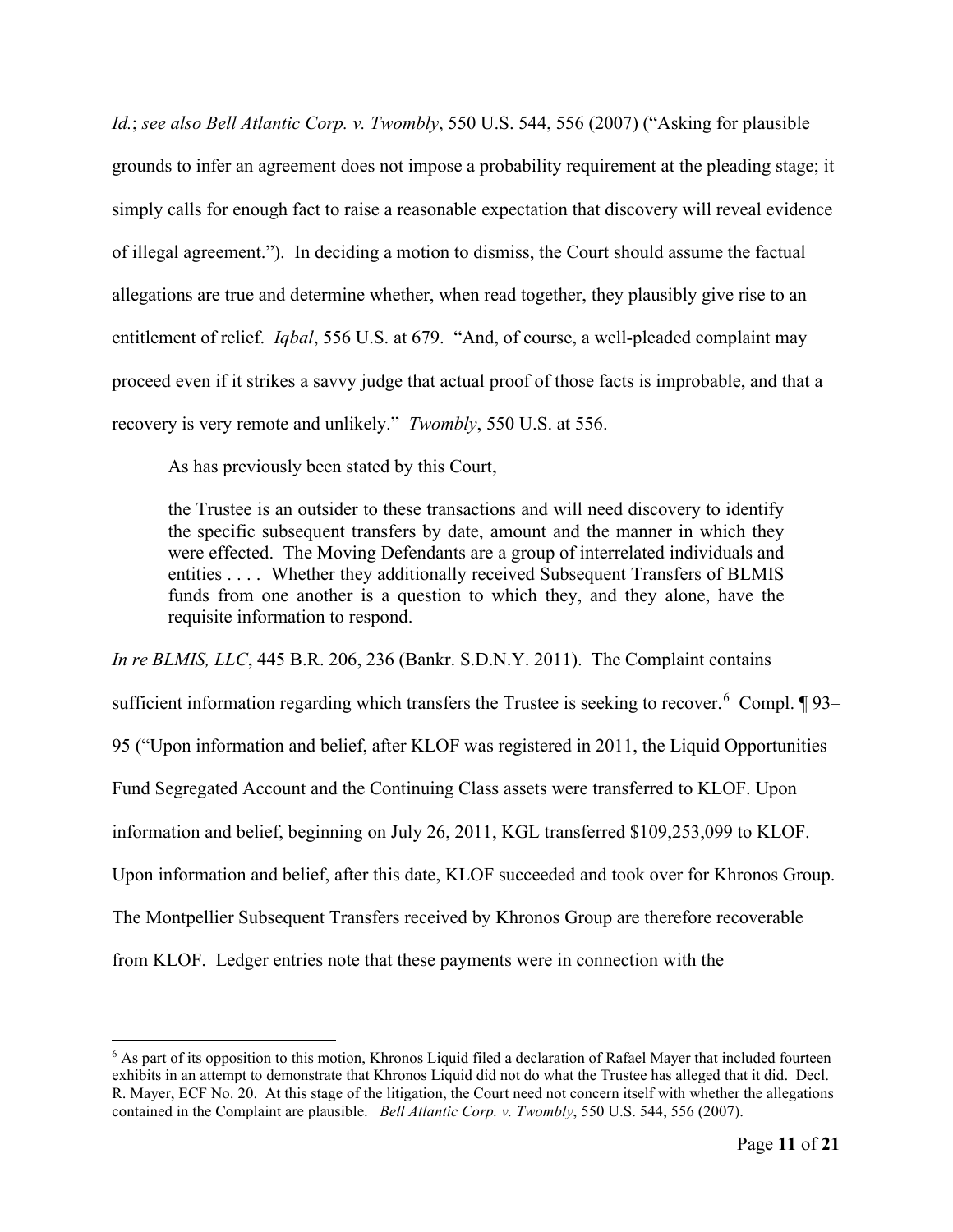*Id.*; *see also Bell Atlantic Corp. v. Twombly*, 550 U.S. 544, 556 (2007) ("Asking for plausible grounds to infer an agreement does not impose a probability requirement at the pleading stage; it simply calls for enough fact to raise a reasonable expectation that discovery will reveal evidence of illegal agreement."). In deciding a motion to dismiss, the Court should assume the factual allegations are true and determine whether, when read together, they plausibly give rise to an entitlement of relief. *Iqbal*, 556 U.S. at 679. "And, of course, a well-pleaded complaint may proceed even if it strikes a savvy judge that actual proof of those facts is improbable, and that a recovery is very remote and unlikely." *Twombly*, 550 U.S. at 556.

As has previously been stated by this Court,

> the Trustee is an outsider to these transactions and will need discovery to identify the specific subsequent transfers by date, amount and the manner in which they were effected. The Moving Defendants are a group of interrelated individuals and entities . . . . Whether they additionally received Subsequent Transfers of BLMIS funds from one another is a question to which they, and they alone, have the requisite information to respond.

*In re BLMIS, LLC*, 445 B.R. 206, 236 (Bankr. S.D.N.Y. 2011). The Complaint contains sufficient information regarding which transfers the Trustee is seeking to recover.[6] Compl. ¶ 93–95 ("Upon information and belief, after KLOF was registered in 2011, the Liquid Opportunities Fund Segregated Account and the Continuing Class assets were transferred to KLOF. Upon information and belief, beginning on July 26, 2011, KGL transferred $109,253,099 to KLOF. Upon information and belief, after this date, KLOF succeeded and took over for Khronos Group. The Montpellier Subsequent Transfers received by Khronos Group are therefore recoverable from KLOF. Ledger entries note that these payments were in connection with the

[6] As part of its opposition to this motion, Khronos Liquid filed a declaration of Rafael Mayer that included fourteen exhibits in an attempt to demonstrate that Khronos Liquid did not do what the Trustee has alleged that it did. Decl. R. Mayer, ECF No. 20. At this stage of the litigation, the Court need not concern itself with whether the allegations contained in the Complaint are plausible. *Bell Atlantic Corp. v. Twombly*, 550 U.S. 544, 556 (2007).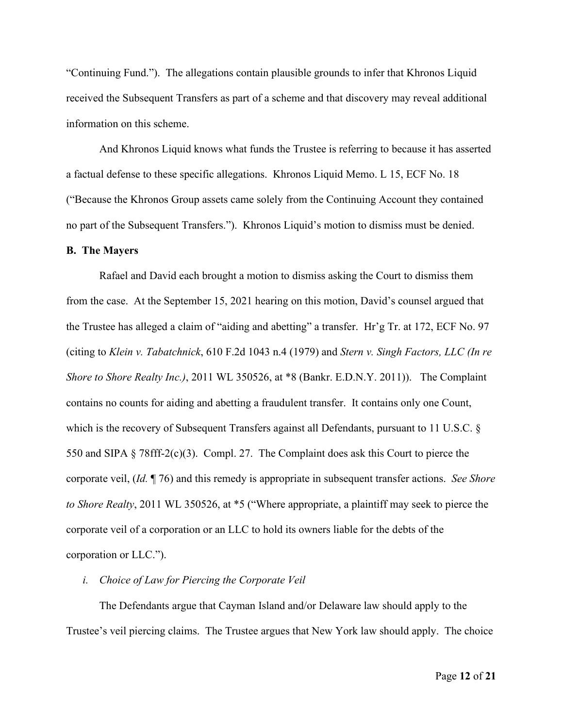"Continuing Fund."). The allegations contain plausible grounds to infer that Khronos Liquid received the Subsequent Transfers as part of a scheme and that discovery may reveal additional information on this scheme.

And Khronos Liquid knows what funds the Trustee is referring to because it has asserted a factual defense to these specific allegations. Khronos Liquid Memo. L 15, ECF No. 18 ("Because the Khronos Group assets came solely from the Continuing Account they contained no part of the Subsequent Transfers."). Khronos Liquid's motion to dismiss must be denied.

**B. The Mayers**

Rafael and David each brought a motion to dismiss asking the Court to dismiss them from the case. At the September 15, 2021 hearing on this motion, David's counsel argued that the Trustee has alleged a claim of "aiding and abetting" a transfer. Hr'g Tr. at 172, ECF No. 97 (citing to *Klein v. Tabatchnick*, 610 F.2d 1043 n.4 (1979) and *Stern v. Singh Factors, LLC (In re Shore to Shore Realty Inc.)*, 2011 WL 350526, at *8 (Bankr. E.D.N.Y. 2011)). The Complaint contains no counts for aiding and abetting a fraudulent transfer. It contains only one Count, which is the recovery of Subsequent Transfers against all Defendants, pursuant to 11 U.S.C. § 550 and SIPA § 78fff-2(c)(3). Compl. 27. The Complaint does ask this Court to pierce the corporate veil, (*Id.* ¶ 76) and this remedy is appropriate in subsequent transfer actions. *See Shore to Shore Realty*, 2011 WL 350526, at *5 ("Where appropriate, a plaintiff may seek to pierce the corporate veil of a corporation or an LLC to hold its owners liable for the debts of the corporation or LLC.").

*i. Choice of Law for Piercing the Corporate Veil*

The Defendants argue that Cayman Island and/or Delaware law should apply to the Trustee's veil piercing claims. The Trustee argues that New York law should apply. The choice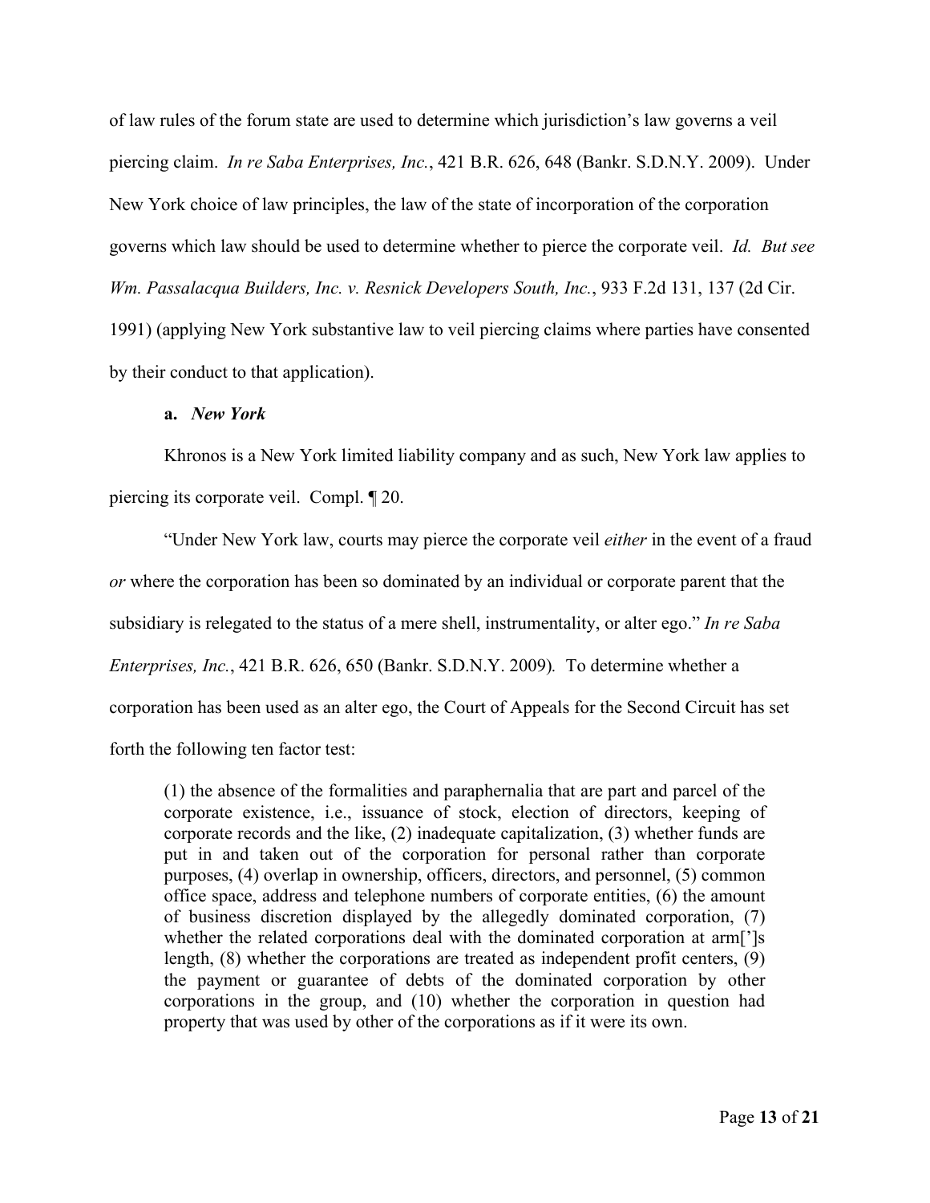of law rules of the forum state are used to determine which jurisdiction's law governs a veil piercing claim. *In re Saba Enterprises, Inc.*, 421 B.R. 626, 648 (Bankr. S.D.N.Y. 2009). Under New York choice of law principles, the law of the state of incorporation of the corporation governs which law should be used to determine whether to pierce the corporate veil. *Id. But see Wm. Passalacqua Builders, Inc. v. Resnick Developers South, Inc.*, 933 F.2d 131, 137 (2d Cir. 1991) (applying New York substantive law to veil piercing claims where parties have consented by their conduct to that application).

**a.** ***New York***

Khronos is a New York limited liability company and as such, New York law applies to piercing its corporate veil. Compl. ¶ 20.

"Under New York law, courts may pierce the corporate veil *either* in the event of a fraud *or* where the corporation has been so dominated by an individual or corporate parent that the subsidiary is relegated to the status of a mere shell, instrumentality, or alter ego." *In re Saba Enterprises, Inc.*, 421 B.R. 626, 650 (Bankr. S.D.N.Y. 2009)*.* To determine whether a corporation has been used as an alter ego, the Court of Appeals for the Second Circuit has set forth the following ten factor test:

> (1) the absence of the formalities and paraphernalia that are part and parcel of the corporate existence, i.e., issuance of stock, election of directors, keeping of corporate records and the like, (2) inadequate capitalization, (3) whether funds are put in and taken out of the corporation for personal rather than corporate purposes, (4) overlap in ownership, officers, directors, and personnel, (5) common office space, address and telephone numbers of corporate entities, (6) the amount of business discretion displayed by the allegedly dominated corporation, (7) whether the related corporations deal with the dominated corporation at arm[']s length, (8) whether the corporations are treated as independent profit centers, (9) the payment or guarantee of debts of the dominated corporation by other corporations in the group, and (10) whether the corporation in question had property that was used by other of the corporations as if it were its own.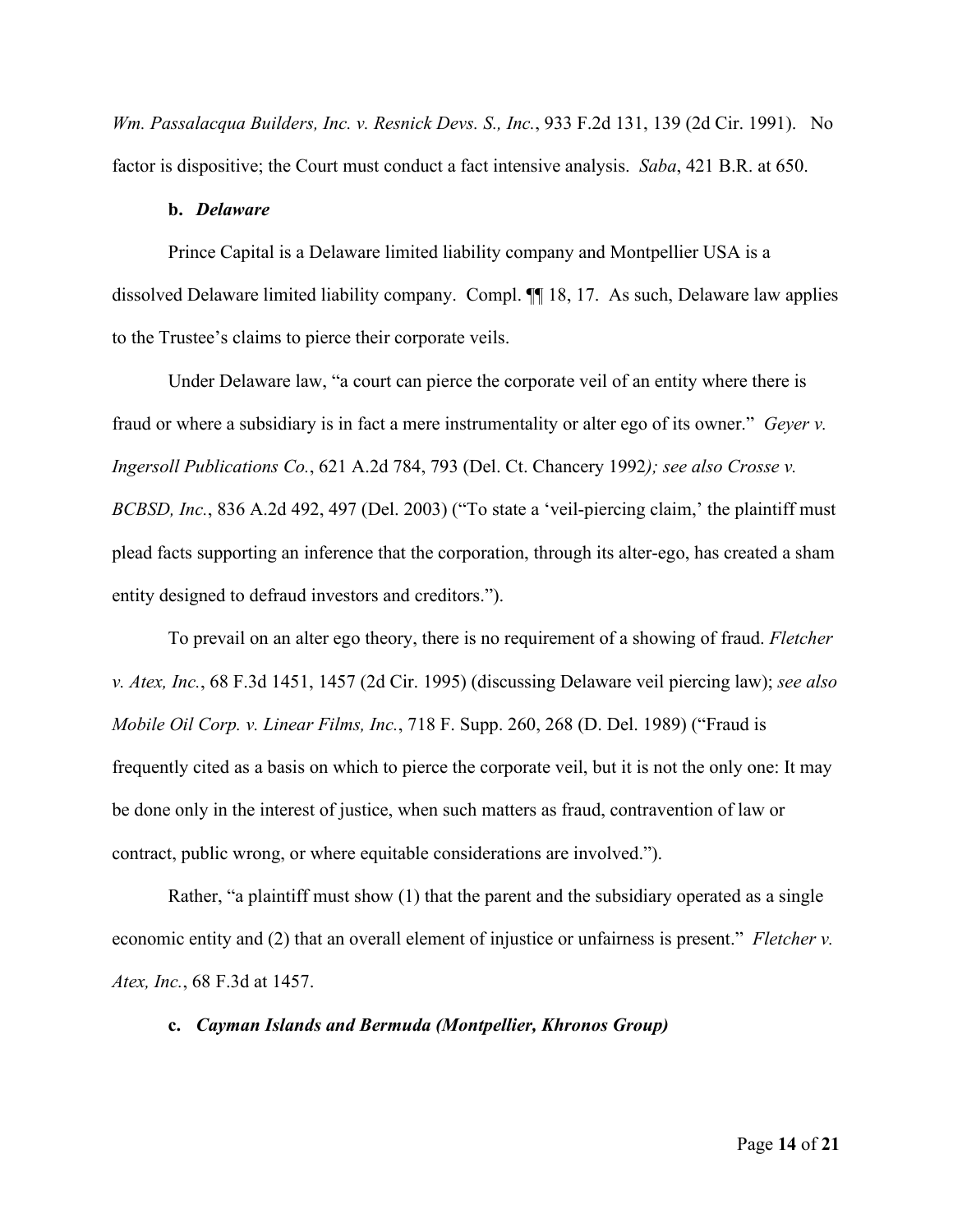*Wm. Passalacqua Builders, Inc. v. Resnick Devs. S., Inc.*, 933 F.2d 131, 139 (2d Cir. 1991). No factor is dispositive; the Court must conduct a fact intensive analysis. *Saba*, 421 B.R. at 650.

**b. *Delaware***

Prince Capital is a Delaware limited liability company and Montpellier USA is a dissolved Delaware limited liability company. Compl. ¶¶ 18, 17. As such, Delaware law applies to the Trustee's claims to pierce their corporate veils.

Under Delaware law, "a court can pierce the corporate veil of an entity where there is fraud or where a subsidiary is in fact a mere instrumentality or alter ego of its owner." *Geyer v. Ingersoll Publications Co.*, 621 A.2d 784, 793 (Del. Ct. Chancery 1992*); see also Crosse v. BCBSD, Inc.*, 836 A.2d 492, 497 (Del. 2003) ("To state a 'veil-piercing claim,' the plaintiff must plead facts supporting an inference that the corporation, through its alter-ego, has created a sham entity designed to defraud investors and creditors.").

To prevail on an alter ego theory, there is no requirement of a showing of fraud. *Fletcher v. Atex, Inc.*, 68 F.3d 1451, 1457 (2d Cir. 1995) (discussing Delaware veil piercing law); *see also Mobile Oil Corp. v. Linear Films, Inc.*, 718 F. Supp. 260, 268 (D. Del. 1989) ("Fraud is frequently cited as a basis on which to pierce the corporate veil, but it is not the only one: It may be done only in the interest of justice, when such matters as fraud, contravention of law or contract, public wrong, or where equitable considerations are involved.").

Rather, "a plaintiff must show (1) that the parent and the subsidiary operated as a single economic entity and (2) that an overall element of injustice or unfairness is present." *Fletcher v. Atex, Inc.*, 68 F.3d at 1457.

**c. *Cayman Islands and Bermuda (Montpellier, Khronos Group)***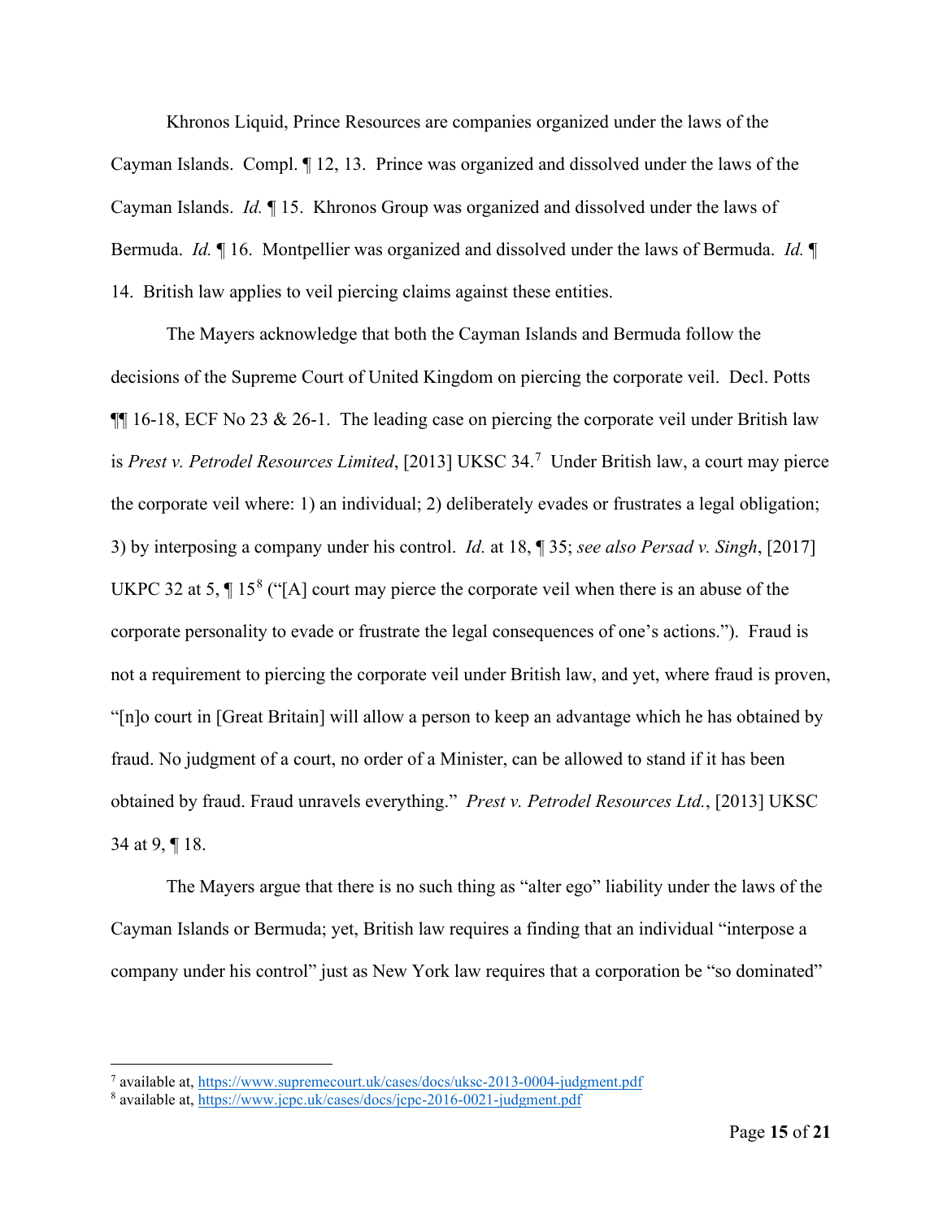Khronos Liquid, Prince Resources are companies organized under the laws of the Cayman Islands. Compl. ¶ 12, 13. Prince was organized and dissolved under the laws of the Cayman Islands. *Id.* ¶ 15. Khronos Group was organized and dissolved under the laws of Bermuda. *Id.* ¶ 16. Montpellier was organized and dissolved under the laws of Bermuda. *Id.* ¶ 14. British law applies to veil piercing claims against these entities.

The Mayers acknowledge that both the Cayman Islands and Bermuda follow the decisions of the Supreme Court of United Kingdom on piercing the corporate veil. Decl. Potts ¶¶ 16-18, ECF No 23 & 26-1. The leading case on piercing the corporate veil under British law is *Prest v. Petrodel Resources Limited*, [2013] UKSC 34.[7] Under British law, a court may pierce the corporate veil where: 1) an individual; 2) deliberately evades or frustrates a legal obligation; 3) by interposing a company under his control. *Id.* at 18, ¶ 35; *see also Persad v. Singh*, [2017] UKPC 32 at 5, ¶ 15[8] ("[A] court may pierce the corporate veil when there is an abuse of the corporate personality to evade or frustrate the legal consequences of one's actions."). Fraud is not a requirement to piercing the corporate veil under British law, and yet, where fraud is proven, "[n]o court in [Great Britain] will allow a person to keep an advantage which he has obtained by fraud. No judgment of a court, no order of a Minister, can be allowed to stand if it has been obtained by fraud. Fraud unravels everything." *Prest v. Petrodel Resources Ltd.*, [2013] UKSC 34 at 9, ¶ 18.

The Mayers argue that there is no such thing as "alter ego" liability under the laws of the Cayman Islands or Bermuda; yet, British law requires a finding that an individual "interpose a company under his control" just as New York law requires that a corporation be "so dominated"

---

[7] available at, https://www.supremecourt.uk/cases/docs/uksc-2013-0004-judgment.pdf

[8] available at, https://www.jcpc.uk/cases/docs/jcpc-2016-0021-judgment.pdf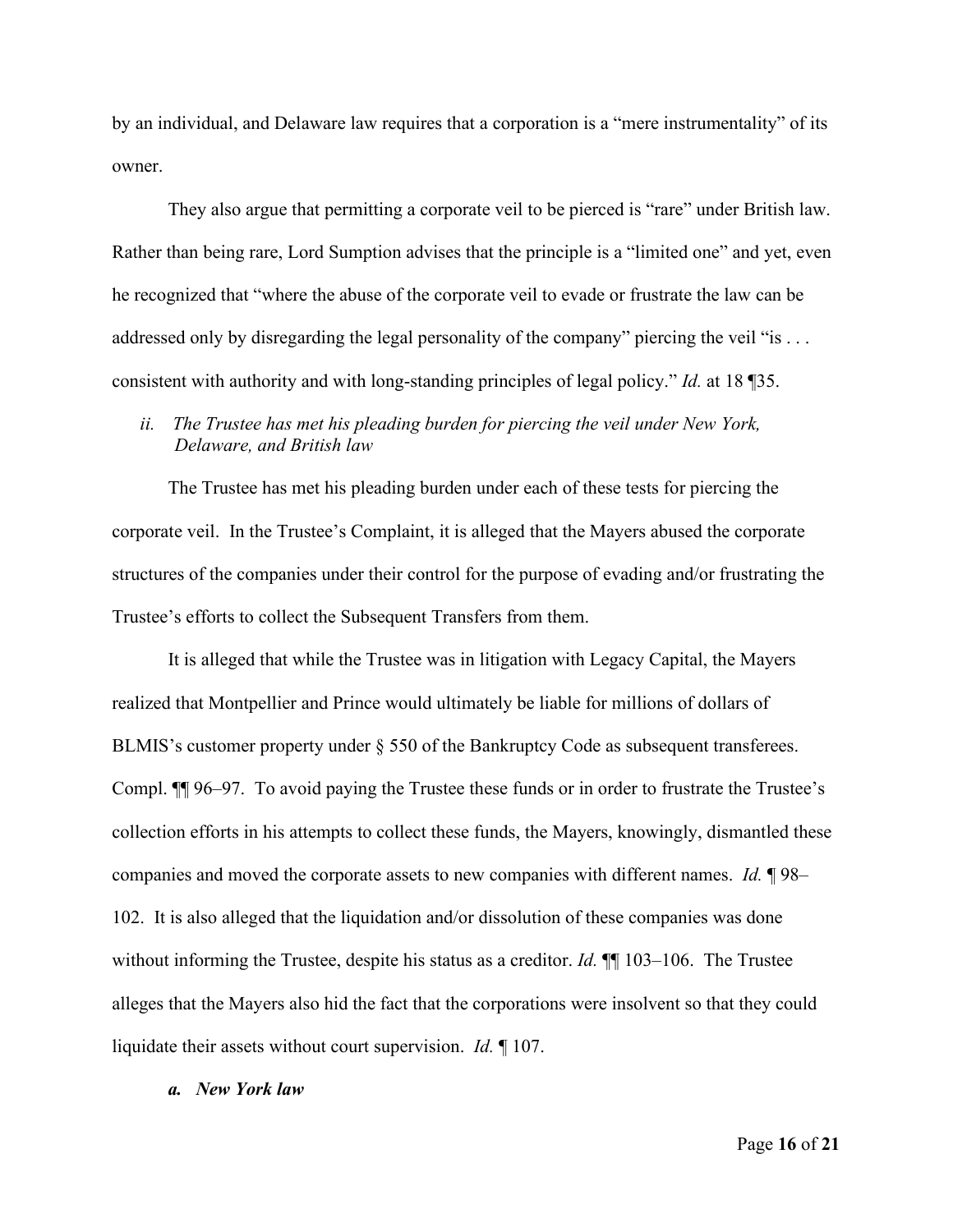by an individual, and Delaware law requires that a corporation is a "mere instrumentality" of its owner.

They also argue that permitting a corporate veil to be pierced is "rare" under British law. Rather than being rare, Lord Sumption advises that the principle is a "limited one" and yet, even he recognized that "where the abuse of the corporate veil to evade or frustrate the law can be addressed only by disregarding the legal personality of the company" piercing the veil "is . . . consistent with authority and with long-standing principles of legal policy." *Id.* at 18 ¶35.

*ii. The Trustee has met his pleading burden for piercing the veil under New York, Delaware, and British law*

The Trustee has met his pleading burden under each of these tests for piercing the corporate veil. In the Trustee's Complaint, it is alleged that the Mayers abused the corporate structures of the companies under their control for the purpose of evading and/or frustrating the Trustee's efforts to collect the Subsequent Transfers from them.

It is alleged that while the Trustee was in litigation with Legacy Capital, the Mayers realized that Montpellier and Prince would ultimately be liable for millions of dollars of BLMIS's customer property under § 550 of the Bankruptcy Code as subsequent transferees. Compl. ¶¶ 96–97. To avoid paying the Trustee these funds or in order to frustrate the Trustee's collection efforts in his attempts to collect these funds, the Mayers, knowingly, dismantled these companies and moved the corporate assets to new companies with different names. *Id.* ¶ 98–102. It is also alleged that the liquidation and/or dissolution of these companies was done without informing the Trustee, despite his status as a creditor. *Id.* ¶¶ 103–106. The Trustee alleges that the Mayers also hid the fact that the corporations were insolvent so that they could liquidate their assets without court supervision. *Id.* ¶ 107.

***a. New York law***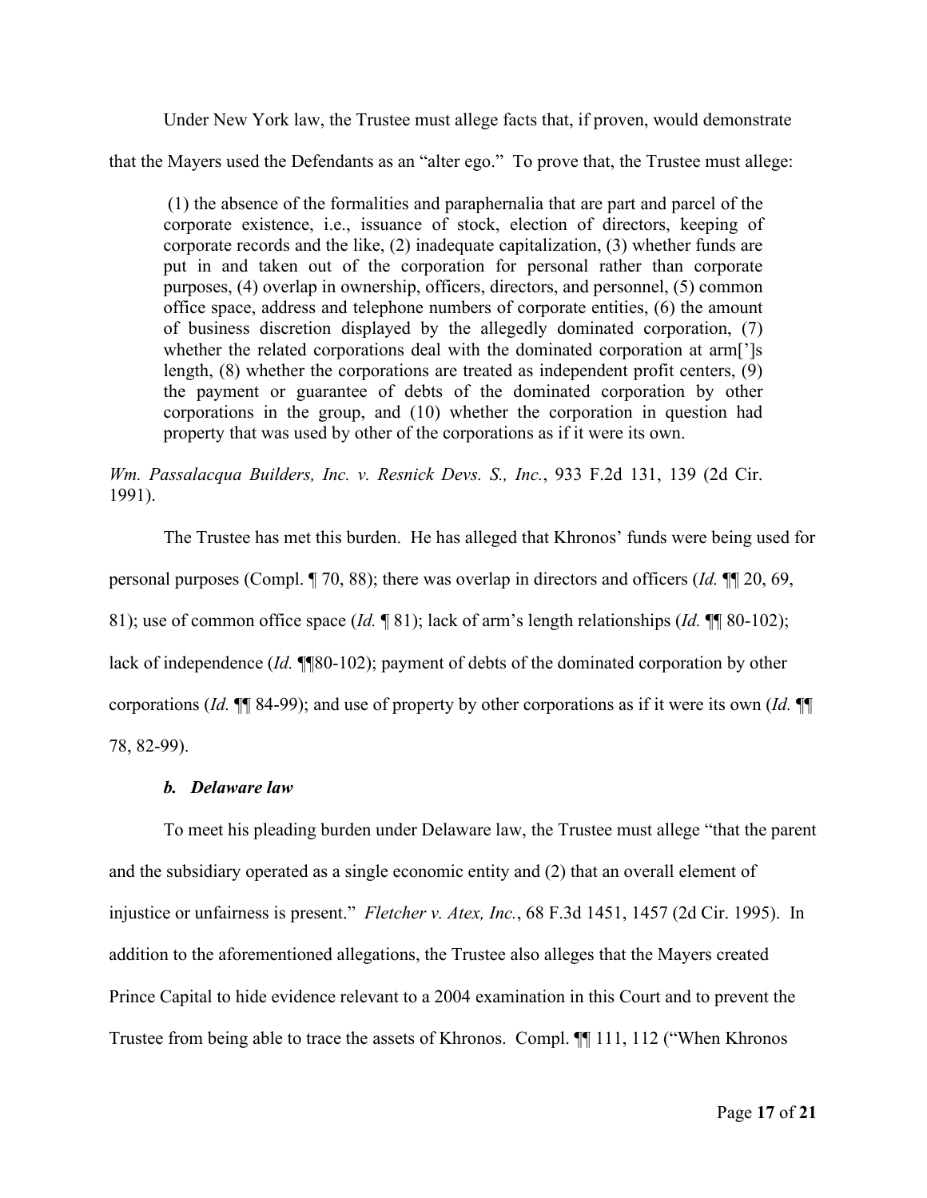Under New York law, the Trustee must allege facts that, if proven, would demonstrate that the Mayers used the Defendants as an "alter ego." To prove that, the Trustee must allege:

> (1) the absence of the formalities and paraphernalia that are part and parcel of the corporate existence, i.e., issuance of stock, election of directors, keeping of corporate records and the like, (2) inadequate capitalization, (3) whether funds are put in and taken out of the corporation for personal rather than corporate purposes, (4) overlap in ownership, officers, directors, and personnel, (5) common office space, address and telephone numbers of corporate entities, (6) the amount of business discretion displayed by the allegedly dominated corporation, (7) whether the related corporations deal with the dominated corporation at arm[']s length, (8) whether the corporations are treated as independent profit centers, (9) the payment or guarantee of debts of the dominated corporation by other corporations in the group, and (10) whether the corporation in question had property that was used by other of the corporations as if it were its own.

*Wm. Passalacqua Builders, Inc. v. Resnick Devs. S., Inc.*, 933 F.2d 131, 139 (2d Cir. 1991).

The Trustee has met this burden. He has alleged that Khronos' funds were being used for personal purposes (Compl. ¶ 70, 88); there was overlap in directors and officers (*Id.* ¶¶ 20, 69, 81); use of common office space (*Id.* ¶ 81); lack of arm's length relationships (*Id.* ¶¶ 80-102); lack of independence (*Id.* ¶¶80-102); payment of debts of the dominated corporation by other corporations (*Id.* ¶¶ 84-99); and use of property by other corporations as if it were its own (*Id.* ¶¶ 78, 82-99).

### *b. Delaware law*

To meet his pleading burden under Delaware law, the Trustee must allege "that the parent and the subsidiary operated as a single economic entity and (2) that an overall element of injustice or unfairness is present." *Fletcher v. Atex, Inc.*, 68 F.3d 1451, 1457 (2d Cir. 1995). In addition to the aforementioned allegations, the Trustee also alleges that the Mayers created Prince Capital to hide evidence relevant to a 2004 examination in this Court and to prevent the Trustee from being able to trace the assets of Khronos. Compl. ¶¶ 111, 112 ("When Khronos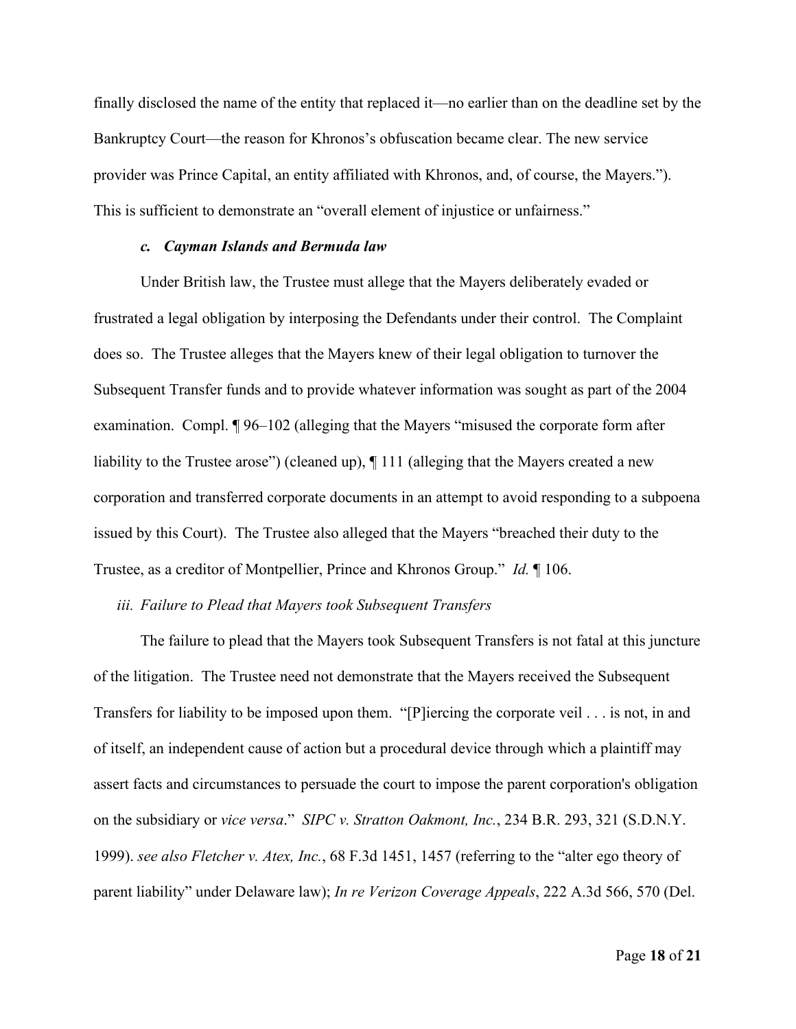finally disclosed the name of the entity that replaced it—no earlier than on the deadline set by the Bankruptcy Court—the reason for Khronos's obfuscation became clear. The new service provider was Prince Capital, an entity affiliated with Khronos, and, of course, the Mayers."). This is sufficient to demonstrate an "overall element of injustice or unfairness."

#### *c. Cayman Islands and Bermuda law*

Under British law, the Trustee must allege that the Mayers deliberately evaded or frustrated a legal obligation by interposing the Defendants under their control. The Complaint does so. The Trustee alleges that the Mayers knew of their legal obligation to turnover the Subsequent Transfer funds and to provide whatever information was sought as part of the 2004 examination. Compl. ¶ 96–102 (alleging that the Mayers "misused the corporate form after liability to the Trustee arose") (cleaned up), ¶ 111 (alleging that the Mayers created a new corporation and transferred corporate documents in an attempt to avoid responding to a subpoena issued by this Court). The Trustee also alleged that the Mayers "breached their duty to the Trustee, as a creditor of Montpellier, Prince and Khronos Group." *Id.* ¶ 106.

### *iii. Failure to Plead that Mayers took Subsequent Transfers*

The failure to plead that the Mayers took Subsequent Transfers is not fatal at this juncture of the litigation. The Trustee need not demonstrate that the Mayers received the Subsequent Transfers for liability to be imposed upon them. "[P]iercing the corporate veil . . . is not, in and of itself, an independent cause of action but a procedural device through which a plaintiff may assert facts and circumstances to persuade the court to impose the parent corporation's obligation on the subsidiary or *vice versa*." *SIPC v. Stratton Oakmont, Inc.*, 234 B.R. 293, 321 (S.D.N.Y. 1999). *see also Fletcher v. Atex, Inc.*, 68 F.3d 1451, 1457 (referring to the "alter ego theory of parent liability" under Delaware law); *In re Verizon Coverage Appeals*, 222 A.3d 566, 570 (Del.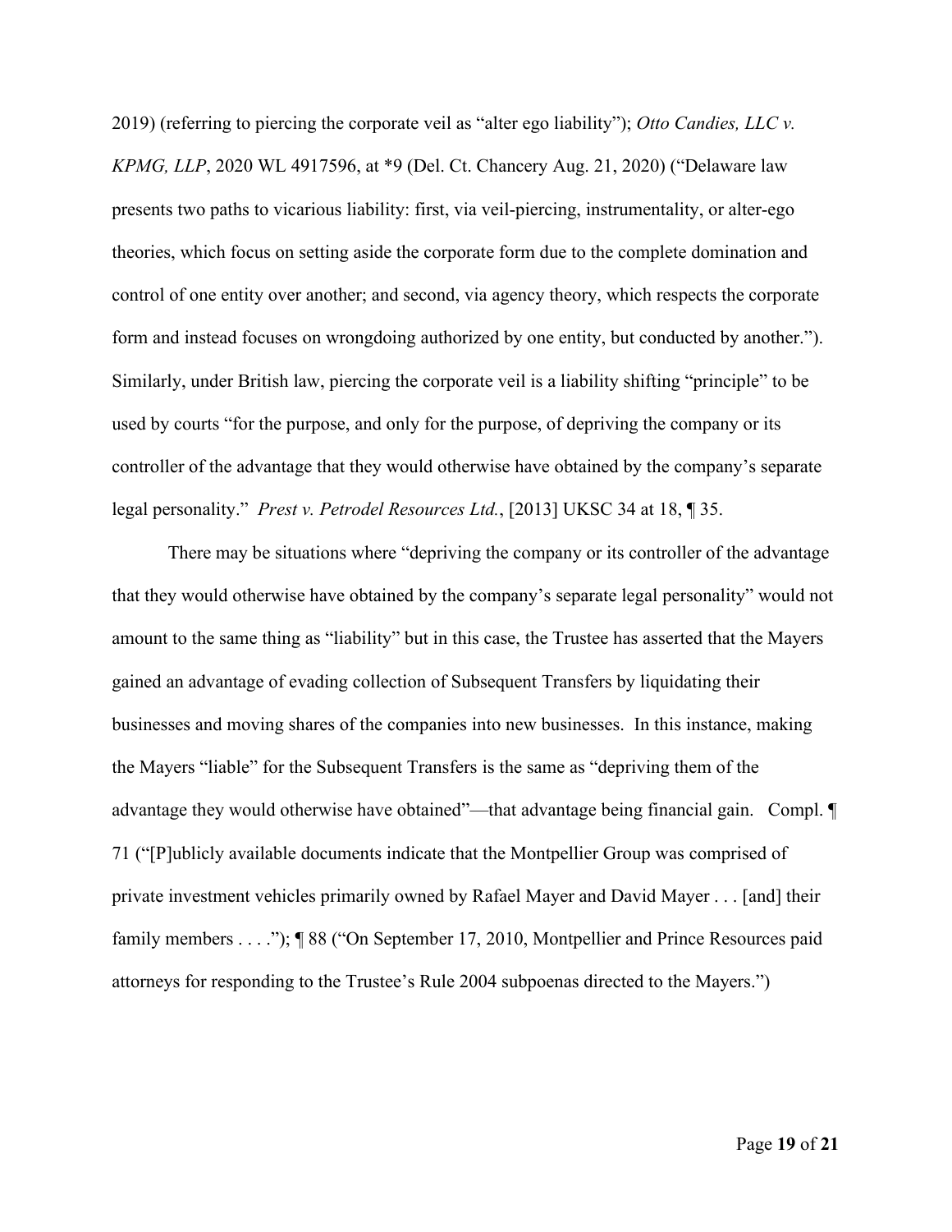2019) (referring to piercing the corporate veil as "alter ego liability"); *Otto Candies, LLC v. KPMG, LLP*, 2020 WL 4917596, at *9 (Del. Ct. Chancery Aug. 21, 2020) ("Delaware law presents two paths to vicarious liability: first, via veil-piercing, instrumentality, or alter-ego theories, which focus on setting aside the corporate form due to the complete domination and control of one entity over another; and second, via agency theory, which respects the corporate form and instead focuses on wrongdoing authorized by one entity, but conducted by another."). Similarly, under British law, piercing the corporate veil is a liability shifting "principle" to be used by courts "for the purpose, and only for the purpose, of depriving the company or its controller of the advantage that they would otherwise have obtained by the company's separate legal personality." *Prest v. Petrodel Resources Ltd.*, [2013] UKSC 34 at 18, ¶ 35.

There may be situations where "depriving the company or its controller of the advantage that they would otherwise have obtained by the company's separate legal personality" would not amount to the same thing as "liability" but in this case, the Trustee has asserted that the Mayers gained an advantage of evading collection of Subsequent Transfers by liquidating their businesses and moving shares of the companies into new businesses. In this instance, making the Mayers "liable" for the Subsequent Transfers is the same as "depriving them of the advantage they would otherwise have obtained"—that advantage being financial gain. Compl. ¶ 71 ("[P]ublicly available documents indicate that the Montpellier Group was comprised of private investment vehicles primarily owned by Rafael Mayer and David Mayer . . . [and] their family members . . . ."); ¶ 88 ("On September 17, 2010, Montpellier and Prince Resources paid attorneys for responding to the Trustee's Rule 2004 subpoenas directed to the Mayers.")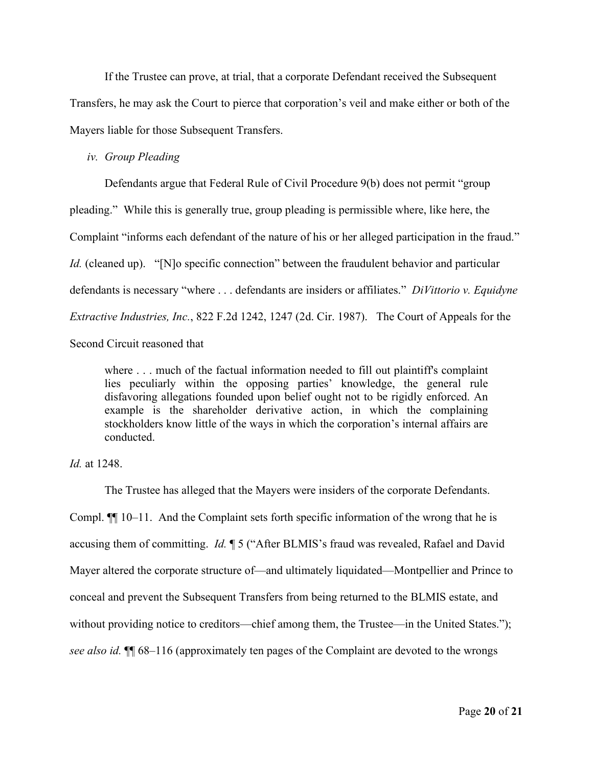If the Trustee can prove, at trial, that a corporate Defendant received the Subsequent Transfers, he may ask the Court to pierce that corporation's veil and make either or both of the Mayers liable for those Subsequent Transfers.

*iv. Group Pleading*

Defendants argue that Federal Rule of Civil Procedure 9(b) does not permit "group pleading." While this is generally true, group pleading is permissible where, like here, the Complaint "informs each defendant of the nature of his or her alleged participation in the fraud." *Id.* (cleaned up). "[N]o specific connection" between the fraudulent behavior and particular defendants is necessary "where . . . defendants are insiders or affiliates." *DiVittorio v. Equidyne Extractive Industries, Inc.*, 822 F.2d 1242, 1247 (2d. Cir. 1987). The Court of Appeals for the Second Circuit reasoned that

> where . . . much of the factual information needed to fill out plaintiff's complaint lies peculiarly within the opposing parties' knowledge, the general rule disfavoring allegations founded upon belief ought not to be rigidly enforced. An example is the shareholder derivative action, in which the complaining stockholders know little of the ways in which the corporation's internal affairs are conducted.

*Id.* at 1248.

The Trustee has alleged that the Mayers were insiders of the corporate Defendants. Compl. ¶¶ 10–11. And the Complaint sets forth specific information of the wrong that he is accusing them of committing. *Id.* ¶ 5 ("After BLMIS's fraud was revealed, Rafael and David Mayer altered the corporate structure of—and ultimately liquidated—Montpellier and Prince to conceal and prevent the Subsequent Transfers from being returned to the BLMIS estate, and without providing notice to creditors—chief among them, the Trustee—in the United States."); *see also id.* ¶¶ 68–116 (approximately ten pages of the Complaint are devoted to the wrongs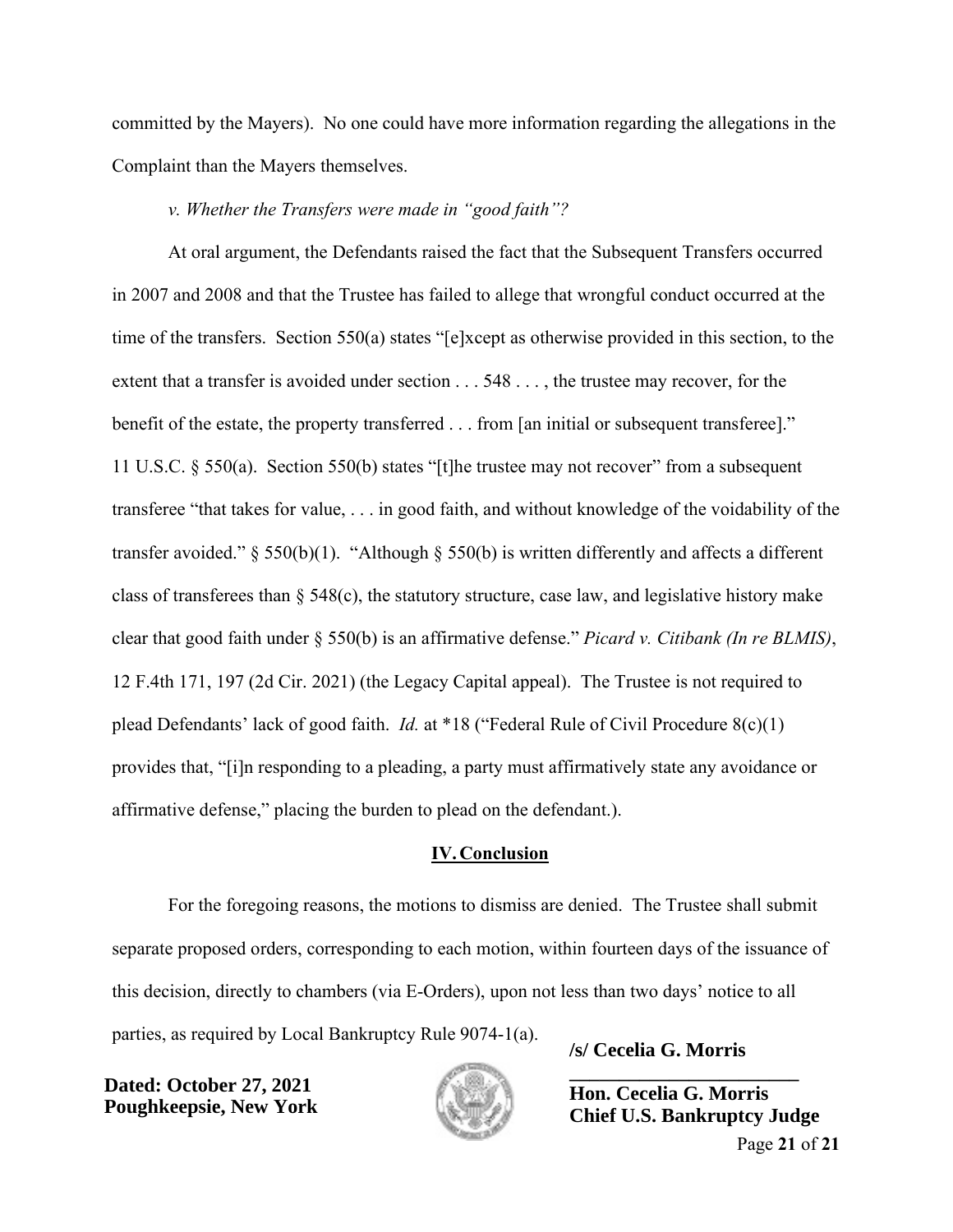committed by the Mayers). No one could have more information regarding the allegations in the Complaint than the Mayers themselves.

*v. Whether the Transfers were made in "good faith"?*

At oral argument, the Defendants raised the fact that the Subsequent Transfers occurred in 2007 and 2008 and that the Trustee has failed to allege that wrongful conduct occurred at the time of the transfers. Section 550(a) states "[e]xcept as otherwise provided in this section, to the extent that a transfer is avoided under section . . . 548 . . . , the trustee may recover, for the benefit of the estate, the property transferred . . . from [an initial or subsequent transferee]." 11 U.S.C. § 550(a). Section 550(b) states "[t]he trustee may not recover" from a subsequent transferee "that takes for value, . . . in good faith, and without knowledge of the voidability of the transfer avoided." § 550(b)(1). "Although § 550(b) is written differently and affects a different class of transferees than § 548(c), the statutory structure, case law, and legislative history make clear that good faith under § 550(b) is an affirmative defense." *Picard v. Citibank (In re BLMIS)*, 12 F.4th 171, 197 (2d Cir. 2021) (the Legacy Capital appeal). The Trustee is not required to plead Defendants' lack of good faith. *Id.* at *18 ("Federal Rule of Civil Procedure 8(c)(1) provides that, "[i]n responding to a pleading, a party must affirmatively state any avoidance or affirmative defense," placing the burden to plead on the defendant.).

## IV. Conclusion

For the foregoing reasons, the motions to dismiss are denied. The Trustee shall submit separate proposed orders, corresponding to each motion, within fourteen days of the issuance of this decision, directly to chambers (via E-Orders), upon not less than two days' notice to all parties, as required by Local Bankruptcy Rule 9074-1(a).

**Dated: October 27, 2021**
**Poughkeepsie, New York**

**/s/ Cecelia G. Morris**

**Hon. Cecelia G. Morris**
**Chief U.S. Bankruptcy Judge**